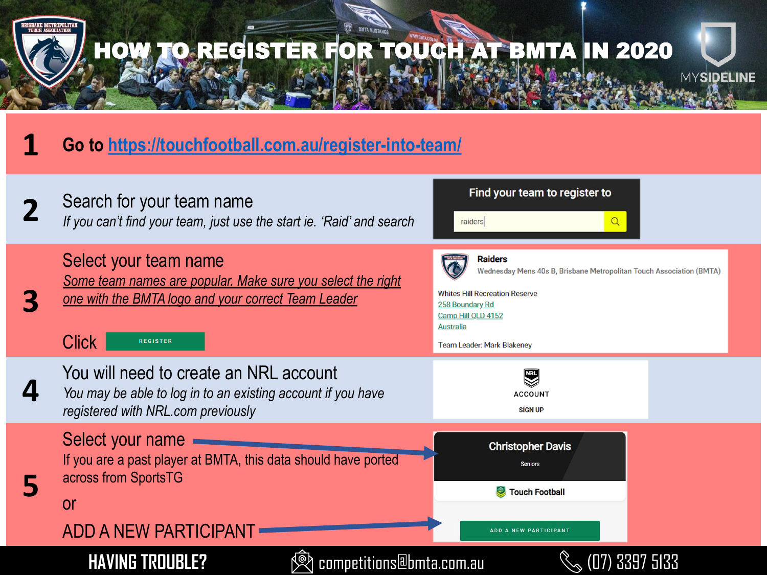# HOW TO REGISTER FOR TOUCH AT BMTA IN 2020

**1** Go to [https://touchfootball.com.au/register-into-team/](https://touchfootball.com.au/register-into-team/)

**2** Search for your team name

*If you can't find your team, just use the start ie. 'Raid' and search*

Find your team to register to

raiders

**3** Select your team name

*Some team names are popular. Make sure you select the right one with the BMTA logo and your correct Team Leader*

Click REGISTER

**Raiders**
Wednesday Mens 40s B, Brisbane Metropolitan Touch Association (BMTA)

Whites Hill Recreation Reserve
258 Boundary Rd
Camp Hill QLD 4152
Australia

Team Leader: Mark Blakeney

**4** You will need to create an NRL account

*You may be able to log in to an existing account if you have registered with NRL.com previously*

ACCOUNT

SIGN UP

**5** Select your name

If you are a past player at BMTA, this data should have ported across from SportsTG

or

ADD A NEW PARTICIPANT

Christopher Davis
Seniors

Touch Football

ADD A NEW PARTICIPANT

**HAVING TROUBLE?** competitions@bmta.com.au (07) 3397 5133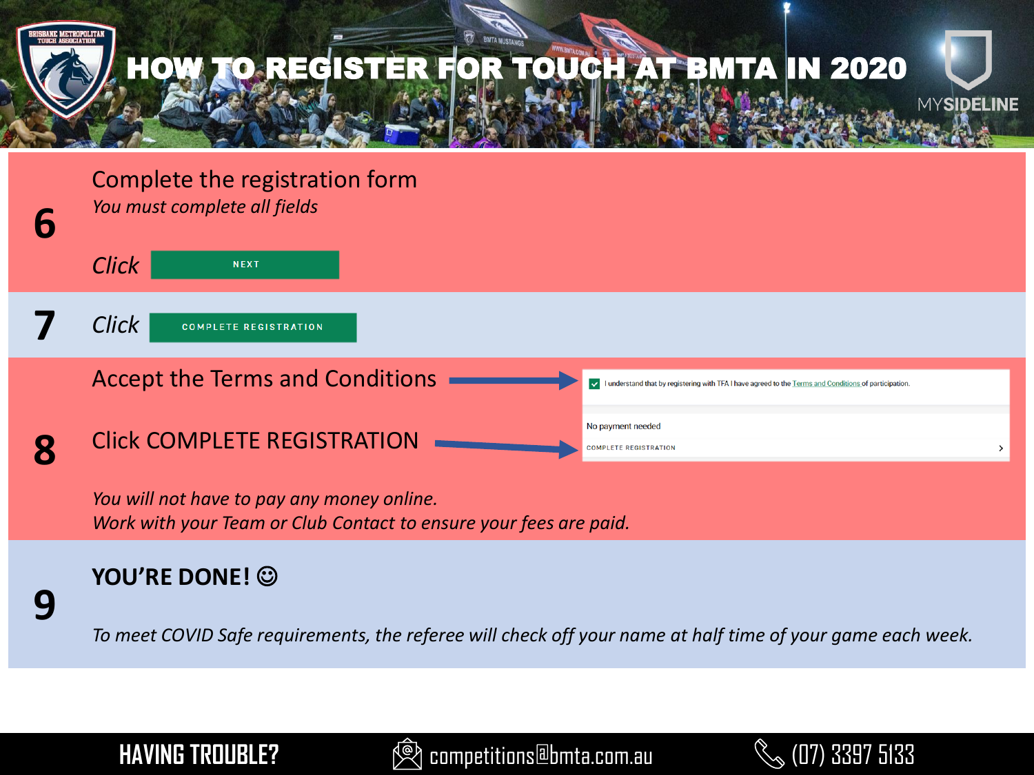# HOW TO REGISTER FOR TOUCH AT BMTA IN 2020

**6** Complete the registration form

*You must complete all fields*

*Click* NEXT

**7** *Click* COMPLETE REGISTRATION

**8** Accept the Terms and Conditions → I understand that by registering with TFA I have agreed to the Terms and Conditions of participation.

Click COMPLETE REGISTRATION → No payment needed / COMPLETE REGISTRATION

*You will not have to pay any money online.*
*Work with your Team or Club Contact to ensure your fees are paid.*

**9** **YOU'RE DONE! ☺**

*To meet COVID Safe requirements, the referee will check off your name at half time of your game each week.*

**HAVING TROUBLE?** competitions@bmta.com.au (07) 3397 5133